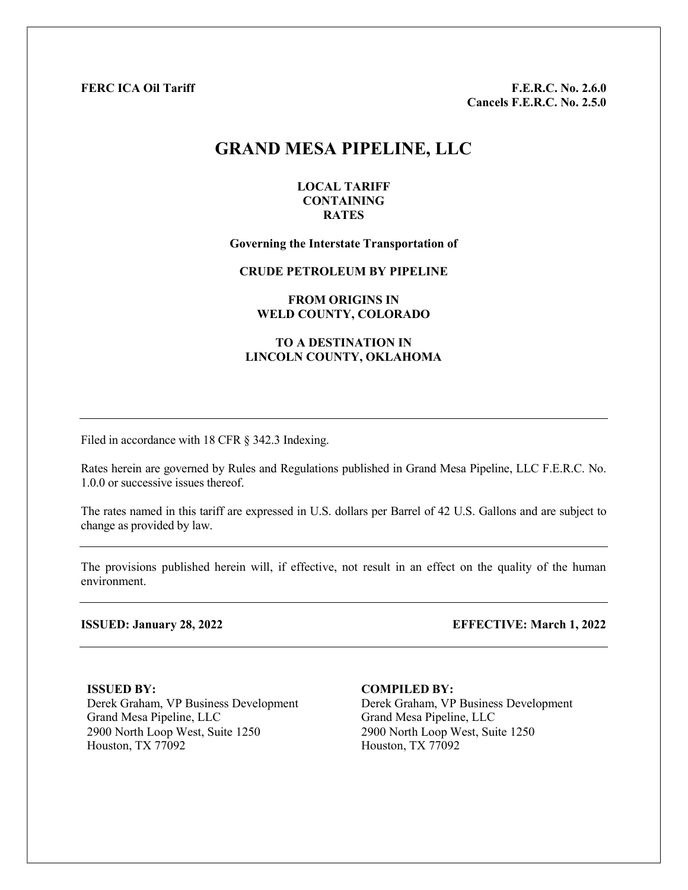**FERC ICA Oil Tariff**

**F.E.R.C. No. 2.6.0**
**Cancels F.E.R.C. No. 2.5.0**

# GRAND MESA PIPELINE, LLC

**LOCAL TARIFF**
**CONTAINING**
**RATES**

**Governing the Interstate Transportation of**

**CRUDE PETROLEUM BY PIPELINE**

**FROM ORIGINS IN**
**WELD COUNTY, COLORADO**

**TO A DESTINATION IN**
**LINCOLN COUNTY, OKLAHOMA**

---

Filed in accordance with 18 CFR § 342.3 Indexing.

Rates herein are governed by Rules and Regulations published in Grand Mesa Pipeline, LLC F.E.R.C. No. 1.0.0 or successive issues thereof.

The rates named in this tariff are expressed in U.S. dollars per Barrel of 42 U.S. Gallons and are subject to change as provided by law.

---

The provisions published herein will, if effective, not result in an effect on the quality of the human environment.

---

**ISSUED: January 28, 2022**

**EFFECTIVE: March 1, 2022**

---

**ISSUED BY:**
Derek Graham, VP Business Development
Grand Mesa Pipeline, LLC
2900 North Loop West, Suite 1250
Houston, TX 77092

**COMPILED BY:**
Derek Graham, VP Business Development
Grand Mesa Pipeline, LLC
2900 North Loop West, Suite 1250
Houston, TX 77092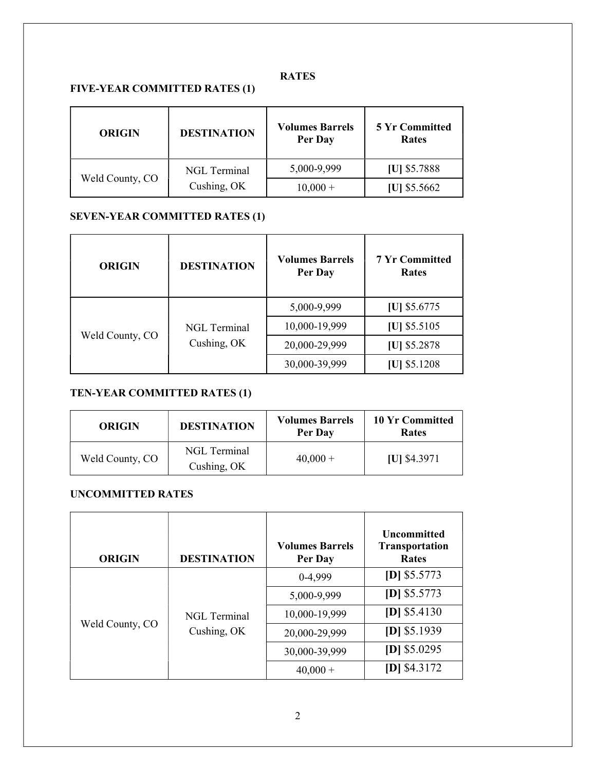# RATES

## FIVE-YEAR COMMITTED RATES (1)

| ORIGIN | DESTINATION | Volumes Barrels Per Day | 5 Yr Committed Rates |
|---|---|---|---|
| Weld County, CO | NGL Terminal Cushing, OK | 5,000-9,999 | **[U]** $5.7888 |
| | | 10,000 + | **[U]** $5.5662 |

## SEVEN-YEAR COMMITTED RATES (1)

| ORIGIN | DESTINATION | Volumes Barrels Per Day | 7 Yr Committed Rates |
|---|---|---|---|
| Weld County, CO | NGL Terminal Cushing, OK | 5,000-9,999 | **[U]** $5.6775 |
| | | 10,000-19,999 | **[U]** $5.5105 |
| | | 20,000-29,999 | **[U]** $5.2878 |
| | | 30,000-39,999 | **[U]** $5.1208 |

## TEN-YEAR COMMITTED RATES (1)

| ORIGIN | DESTINATION | Volumes Barrels Per Day | 10 Yr Committed Rates |
|---|---|---|---|
| Weld County, CO | NGL Terminal Cushing, OK | 40,000 + | **[U]** $4.3971 |

## UNCOMMITTED RATES

| ORIGIN | DESTINATION | Volumes Barrels Per Day | Uncommitted Transportation Rates |
|---|---|---|---|
| Weld County, CO | NGL Terminal Cushing, OK | 0-4,999 | **[D]** $5.5773 |
| | | 5,000-9,999 | **[D]** $5.5773 |
| | | 10,000-19,999 | **[D]** $5.4130 |
| | | 20,000-29,999 | **[D]** $5.1939 |
| | | 30,000-39,999 | **[D]** $5.0295 |
| | | 40,000 + | **[D]** $4.3172 |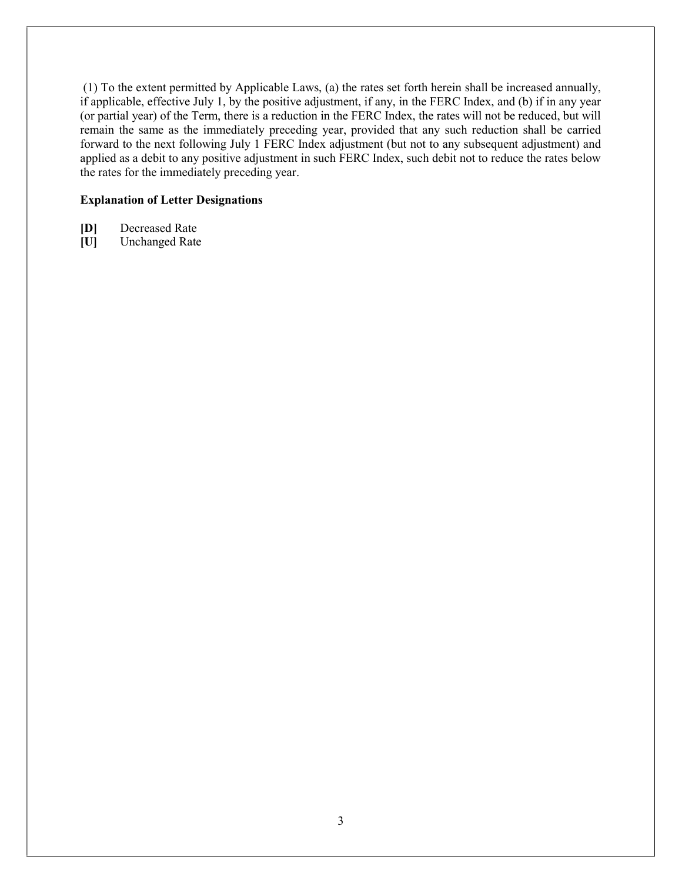(1) To the extent permitted by Applicable Laws, (a) the rates set forth herein shall be increased annually, if applicable, effective July 1, by the positive adjustment, if any, in the FERC Index, and (b) if in any year (or partial year) of the Term, there is a reduction in the FERC Index, the rates will not be reduced, but will remain the same as the immediately preceding year, provided that any such reduction shall be carried forward to the next following July 1 FERC Index adjustment (but not to any subsequent adjustment) and applied as a debit to any positive adjustment in such FERC Index, such debit not to reduce the rates below the rates for the immediately preceding year.

**Explanation of Letter Designations**

**[D]** Decreased Rate
**[U]** Unchanged Rate